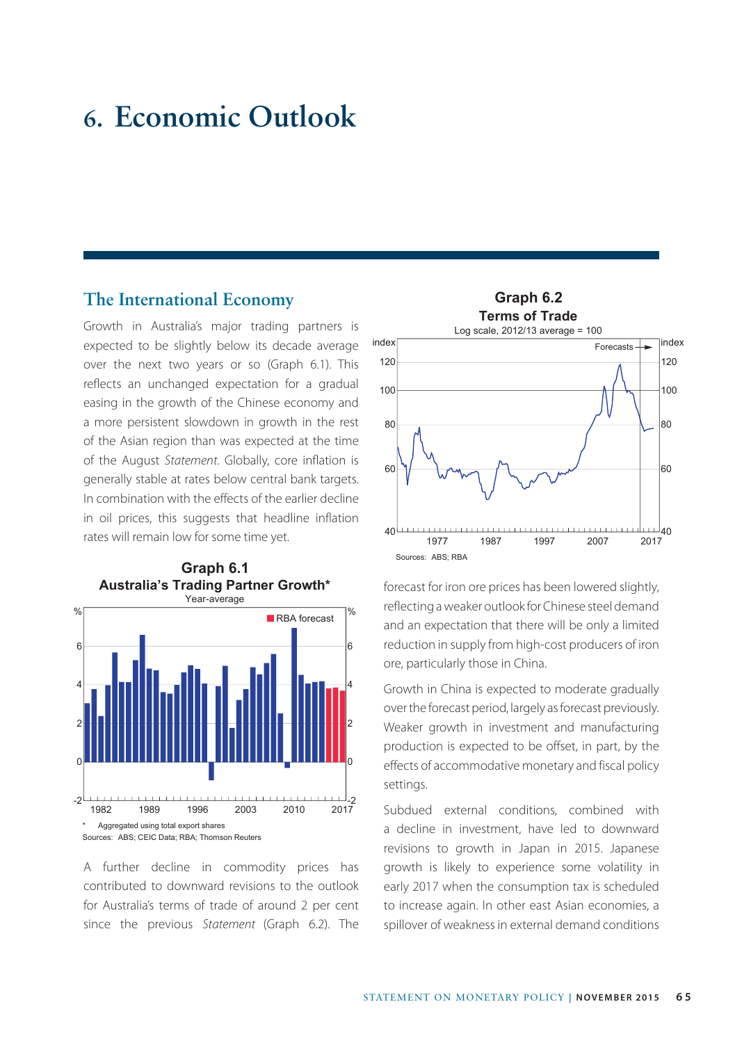# 6. Economic Outlook

## The International Economy

Growth in Australia's major trading partners is expected to be slightly below its decade average over the next two years or so (Graph 6.1). This reflects an unchanged expectation for a gradual easing in the growth of the Chinese economy and a more persistent slowdown in growth in the rest of the Asian region than was expected at the time of the August *Statement*. Globally, core inflation is generally stable at rates below central bank targets. In combination with the effects of the earlier decline in oil prices, this suggests that headline inflation rates will remain low for some time yet.

**Graph 6.1**
**Australia's Trading Partner Growth***
Year-average

\* Aggregated using total export shares
Sources: ABS; CEIC Data; RBA; Thomson Reuters

A further decline in commodity prices has contributed to downward revisions to the outlook for Australia's terms of trade of around 2 per cent since the previous *Statement* (Graph 6.2). The forecast for iron ore prices has been lowered slightly, reflecting a weaker outlook for Chinese steel demand and an expectation that there will be only a limited reduction in supply from high-cost producers of iron ore, particularly those in China.

**Graph 6.2**
**Terms of Trade**
Log scale, 2012/13 average = 100

Sources: ABS; RBA

Growth in China is expected to moderate gradually over the forecast period, largely as forecast previously. Weaker growth in investment and manufacturing production is expected to be offset, in part, by the effects of accommodative monetary and fiscal policy settings.

Subdued external conditions, combined with a decline in investment, have led to downward revisions to growth in Japan in 2015. Japanese growth is likely to experience some volatility in early 2017 when the consumption tax is scheduled to increase again. In other east Asian economies, a spillover of weakness in external demand conditions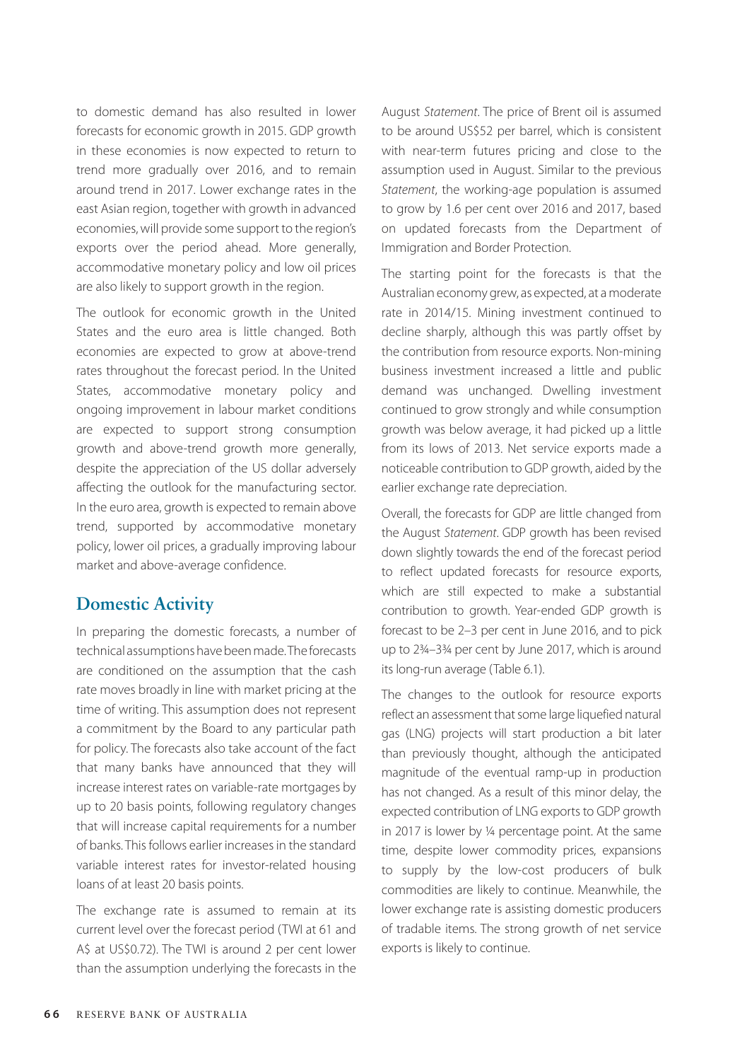to domestic demand has also resulted in lower forecasts for economic growth in 2015. GDP growth in these economies is now expected to return to trend more gradually over 2016, and to remain around trend in 2017. Lower exchange rates in the east Asian region, together with growth in advanced economies, will provide some support to the region's exports over the period ahead. More generally, accommodative monetary policy and low oil prices are also likely to support growth in the region.

The outlook for economic growth in the United States and the euro area is little changed. Both economies are expected to grow at above-trend rates throughout the forecast period. In the United States, accommodative monetary policy and ongoing improvement in labour market conditions are expected to support strong consumption growth and above-trend growth more generally, despite the appreciation of the US dollar adversely affecting the outlook for the manufacturing sector. In the euro area, growth is expected to remain above trend, supported by accommodative monetary policy, lower oil prices, a gradually improving labour market and above-average confidence.

## Domestic Activity

In preparing the domestic forecasts, a number of technical assumptions have been made. The forecasts are conditioned on the assumption that the cash rate moves broadly in line with market pricing at the time of writing. This assumption does not represent a commitment by the Board to any particular path for policy. The forecasts also take account of the fact that many banks have announced that they will increase interest rates on variable-rate mortgages by up to 20 basis points, following regulatory changes that will increase capital requirements for a number of banks. This follows earlier increases in the standard variable interest rates for investor-related housing loans of at least 20 basis points.

The exchange rate is assumed to remain at its current level over the forecast period (TWI at 61 and A$ at US$0.72). The TWI is around 2 per cent lower than the assumption underlying the forecasts in the August *Statement*. The price of Brent oil is assumed to be around US$52 per barrel, which is consistent with near-term futures pricing and close to the assumption used in August. Similar to the previous *Statement*, the working-age population is assumed to grow by 1.6 per cent over 2016 and 2017, based on updated forecasts from the Department of Immigration and Border Protection.

The starting point for the forecasts is that the Australian economy grew, as expected, at a moderate rate in 2014/15. Mining investment continued to decline sharply, although this was partly offset by the contribution from resource exports. Non-mining business investment increased a little and public demand was unchanged. Dwelling investment continued to grow strongly and while consumption growth was below average, it had picked up a little from its lows of 2013. Net service exports made a noticeable contribution to GDP growth, aided by the earlier exchange rate depreciation.

Overall, the forecasts for GDP are little changed from the August *Statement*. GDP growth has been revised down slightly towards the end of the forecast period to reflect updated forecasts for resource exports, which are still expected to make a substantial contribution to growth. Year-ended GDP growth is forecast to be 2–3 per cent in June 2016, and to pick up to 2¾–3¾ per cent by June 2017, which is around its long-run average (Table 6.1).

The changes to the outlook for resource exports reflect an assessment that some large liquefied natural gas (LNG) projects will start production a bit later than previously thought, although the anticipated magnitude of the eventual ramp-up in production has not changed. As a result of this minor delay, the expected contribution of LNG exports to GDP growth in 2017 is lower by ¼ percentage point. At the same time, despite lower commodity prices, expansions to supply by the low-cost producers of bulk commodities are likely to continue. Meanwhile, the lower exchange rate is assisting domestic producers of tradable items. The strong growth of net service exports is likely to continue.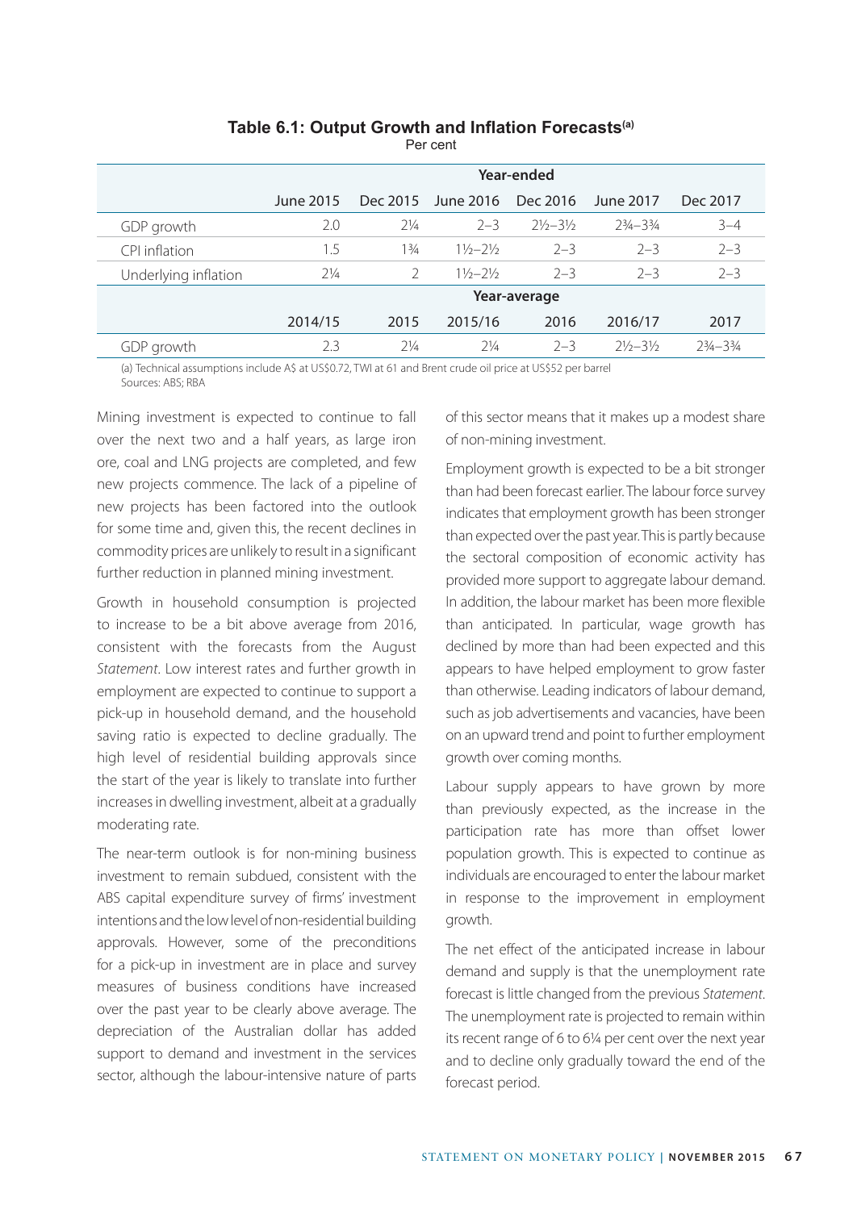**Table 6.1: Output Growth and Inflation Forecasts(a)**

Per cent

| | Year-ended | | | | | |
|---|---|---|---|---|---|---|
| | June 2015 | Dec 2015 | June 2016 | Dec 2016 | June 2017 | Dec 2017 |
| GDP growth | 2.0 | 2¼ | 2–3 | 2½–3½ | 2¾–3¾ | 3–4 |
| CPI inflation | 1.5 | 1¾ | 1½–2½ | 2–3 | 2–3 | 2–3 |
| Underlying inflation | 2¼ | 2 | 1½–2½ | 2–3 | 2–3 | 2–3 |
| | **Year-average** | | | | | |
| | 2014/15 | 2015 | 2015/16 | 2016 | 2016/17 | 2017 |
| GDP growth | 2.3 | 2¼ | 2¼ | 2–3 | 2½–3½ | 2¾–3¾ |

(a) Technical assumptions include A$ at US$0.72, TWI at 61 and Brent crude oil price at US$52 per barrel

Sources: ABS; RBA

Mining investment is expected to continue to fall over the next two and a half years, as large iron ore, coal and LNG projects are completed, and few new projects commence. The lack of a pipeline of new projects has been factored into the outlook for some time and, given this, the recent declines in commodity prices are unlikely to result in a significant further reduction in planned mining investment.

Growth in household consumption is projected to increase to be a bit above average from 2016, consistent with the forecasts from the August *Statement*. Low interest rates and further growth in employment are expected to continue to support a pick-up in household demand, and the household saving ratio is expected to decline gradually. The high level of residential building approvals since the start of the year is likely to translate into further increases in dwelling investment, albeit at a gradually moderating rate.

The near-term outlook is for non-mining business investment to remain subdued, consistent with the ABS capital expenditure survey of firms' investment intentions and the low level of non-residential building approvals. However, some of the preconditions for a pick-up in investment are in place and survey measures of business conditions have increased over the past year to be clearly above average. The depreciation of the Australian dollar has added support to demand and investment in the services sector, although the labour-intensive nature of parts of this sector means that it makes up a modest share of non-mining investment.

Employment growth is expected to be a bit stronger than had been forecast earlier. The labour force survey indicates that employment growth has been stronger than expected over the past year. This is partly because the sectoral composition of economic activity has provided more support to aggregate labour demand. In addition, the labour market has been more flexible than anticipated. In particular, wage growth has declined by more than had been expected and this appears to have helped employment to grow faster than otherwise. Leading indicators of labour demand, such as job advertisements and vacancies, have been on an upward trend and point to further employment growth over coming months.

Labour supply appears to have grown by more than previously expected, as the increase in the participation rate has more than offset lower population growth. This is expected to continue as individuals are encouraged to enter the labour market in response to the improvement in employment growth.

The net effect of the anticipated increase in labour demand and supply is that the unemployment rate forecast is little changed from the previous *Statement*. The unemployment rate is projected to remain within its recent range of 6 to 6¼ per cent over the next year and to decline only gradually toward the end of the forecast period.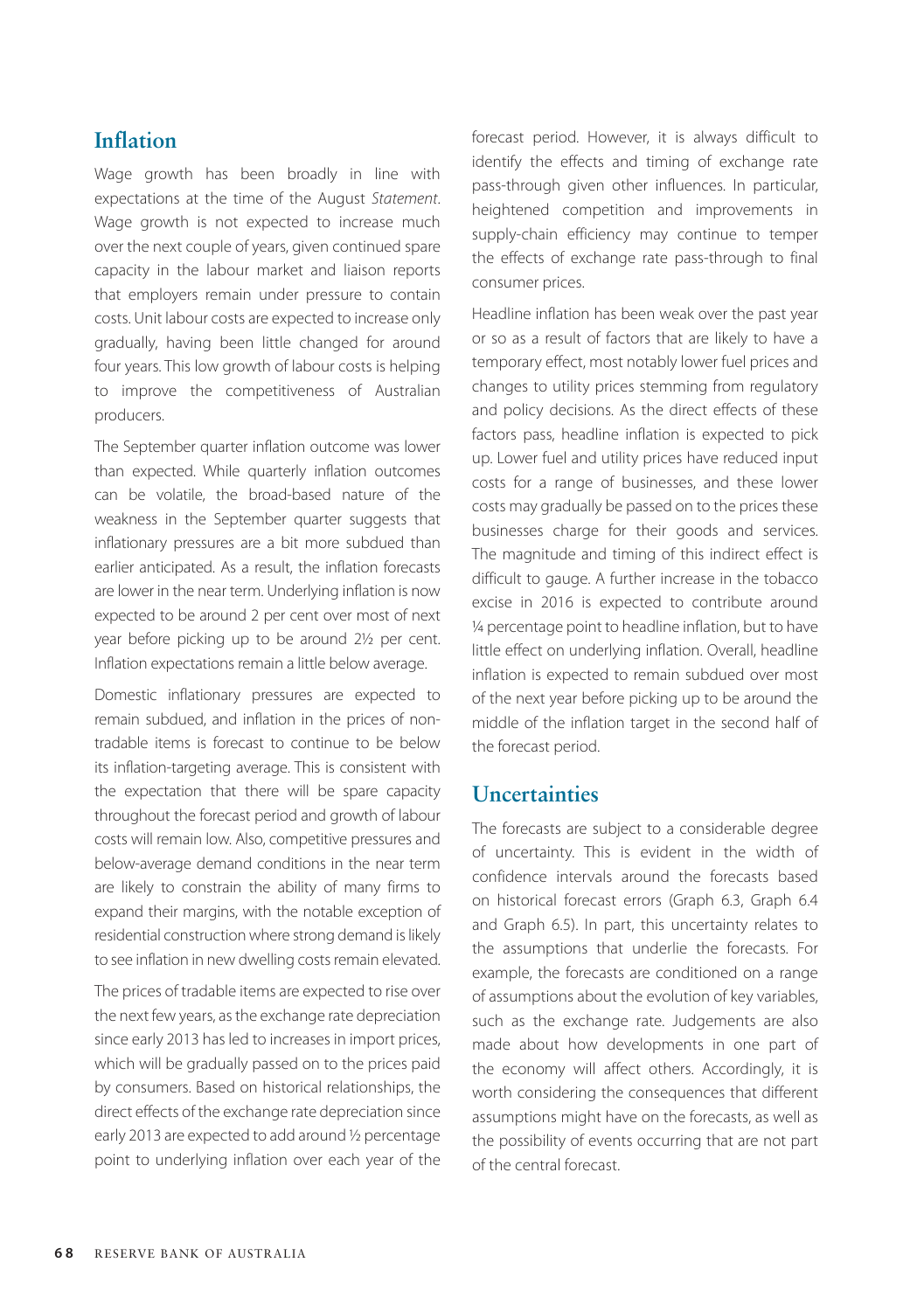## Inflation

Wage growth has been broadly in line with expectations at the time of the August *Statement*. Wage growth is not expected to increase much over the next couple of years, given continued spare capacity in the labour market and liaison reports that employers remain under pressure to contain costs. Unit labour costs are expected to increase only gradually, having been little changed for around four years. This low growth of labour costs is helping to improve the competitiveness of Australian producers.

The September quarter inflation outcome was lower than expected. While quarterly inflation outcomes can be volatile, the broad-based nature of the weakness in the September quarter suggests that inflationary pressures are a bit more subdued than earlier anticipated. As a result, the inflation forecasts are lower in the near term. Underlying inflation is now expected to be around 2 per cent over most of next year before picking up to be around 2½ per cent. Inflation expectations remain a little below average.

Domestic inflationary pressures are expected to remain subdued, and inflation in the prices of non-tradable items is forecast to continue to be below its inflation-targeting average. This is consistent with the expectation that there will be spare capacity throughout the forecast period and growth of labour costs will remain low. Also, competitive pressures and below-average demand conditions in the near term are likely to constrain the ability of many firms to expand their margins, with the notable exception of residential construction where strong demand is likely to see inflation in new dwelling costs remain elevated.

The prices of tradable items are expected to rise over the next few years, as the exchange rate depreciation since early 2013 has led to increases in import prices, which will be gradually passed on to the prices paid by consumers. Based on historical relationships, the direct effects of the exchange rate depreciation since early 2013 are expected to add around ½ percentage point to underlying inflation over each year of the forecast period. However, it is always difficult to identify the effects and timing of exchange rate pass-through given other influences. In particular, heightened competition and improvements in supply-chain efficiency may continue to temper the effects of exchange rate pass-through to final consumer prices.

Headline inflation has been weak over the past year or so as a result of factors that are likely to have a temporary effect, most notably lower fuel prices and changes to utility prices stemming from regulatory and policy decisions. As the direct effects of these factors pass, headline inflation is expected to pick up. Lower fuel and utility prices have reduced input costs for a range of businesses, and these lower costs may gradually be passed on to the prices these businesses charge for their goods and services. The magnitude and timing of this indirect effect is difficult to gauge. A further increase in the tobacco excise in 2016 is expected to contribute around ¼ percentage point to headline inflation, but to have little effect on underlying inflation. Overall, headline inflation is expected to remain subdued over most of the next year before picking up to be around the middle of the inflation target in the second half of the forecast period.

## Uncertainties

The forecasts are subject to a considerable degree of uncertainty. This is evident in the width of confidence intervals around the forecasts based on historical forecast errors (Graph 6.3, Graph 6.4 and Graph 6.5). In part, this uncertainty relates to the assumptions that underlie the forecasts. For example, the forecasts are conditioned on a range of assumptions about the evolution of key variables, such as the exchange rate. Judgements are also made about how developments in one part of the economy will affect others. Accordingly, it is worth considering the consequences that different assumptions might have on the forecasts, as well as the possibility of events occurring that are not part of the central forecast.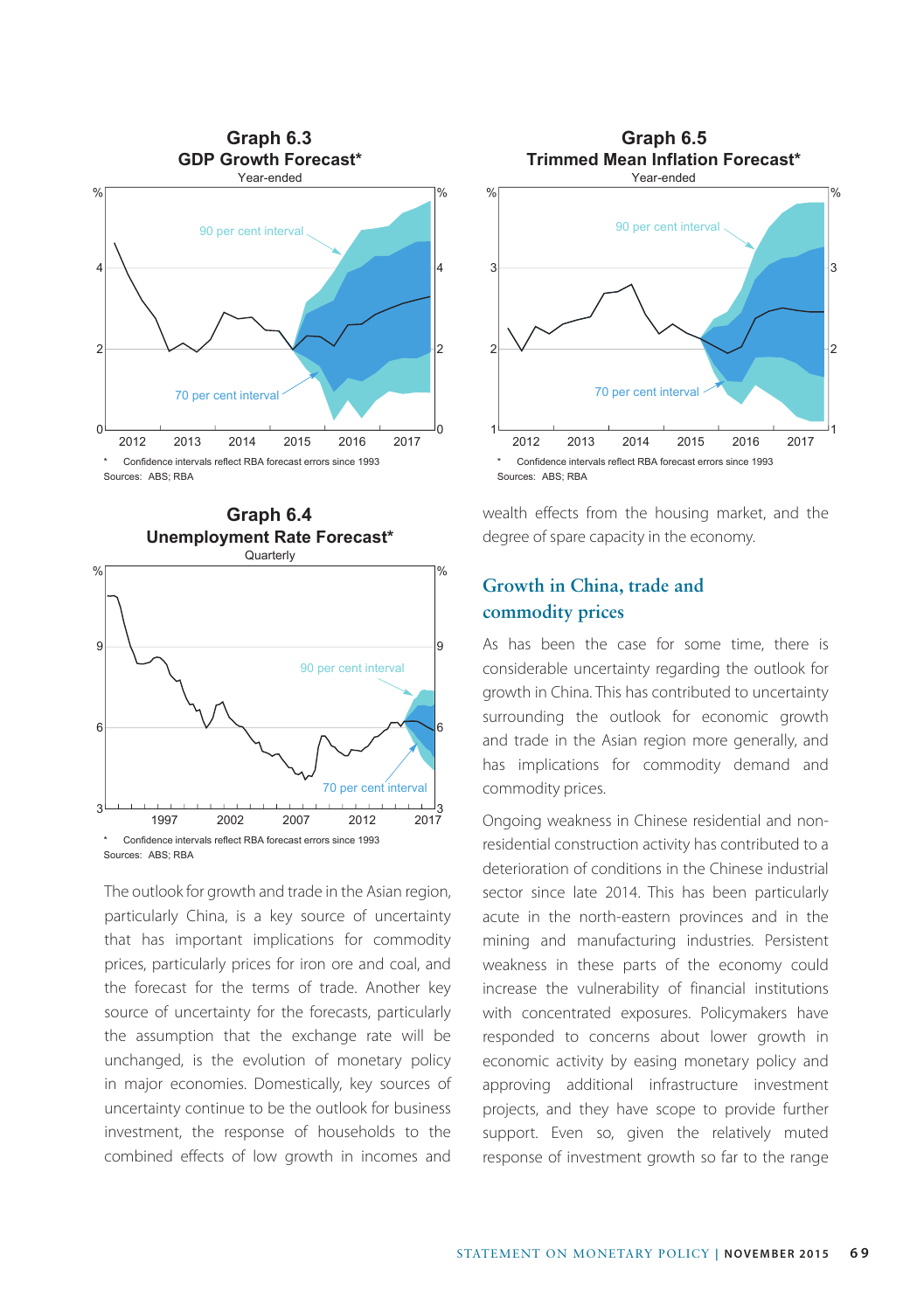**Graph 6.3**
**GDP Growth Forecast***
Year-ended

\* Confidence intervals reflect RBA forecast errors since 1993

Sources: ABS; RBA

**Graph 6.4**
**Unemployment Rate Forecast***
Quarterly

\* Confidence intervals reflect RBA forecast errors since 1993

Sources: ABS; RBA

The outlook for growth and trade in the Asian region, particularly China, is a key source of uncertainty that has important implications for commodity prices, particularly prices for iron ore and coal, and the forecast for the terms of trade. Another key source of uncertainty for the forecasts, particularly the assumption that the exchange rate will be unchanged, is the evolution of monetary policy in major economies. Domestically, key sources of uncertainty continue to be the outlook for business investment, the response of households to the combined effects of low growth in incomes and wealth effects from the housing market, and the degree of spare capacity in the economy.

**Graph 6.5**
**Trimmed Mean Inflation Forecast***
Year-ended

\* Confidence intervals reflect RBA forecast errors since 1993

Sources: ABS; RBA

## Growth in China, trade and commodity prices

As has been the case for some time, there is considerable uncertainty regarding the outlook for growth in China. This has contributed to uncertainty surrounding the outlook for economic growth and trade in the Asian region more generally, and has implications for commodity demand and commodity prices.

Ongoing weakness in Chinese residential and non-residential construction activity has contributed to a deterioration of conditions in the Chinese industrial sector since late 2014. This has been particularly acute in the north-eastern provinces and in the mining and manufacturing industries. Persistent weakness in these parts of the economy could increase the vulnerability of financial institutions with concentrated exposures. Policymakers have responded to concerns about lower growth in economic activity by easing monetary policy and approving additional infrastructure investment projects, and they have scope to provide further support. Even so, given the relatively muted response of investment growth so far to the range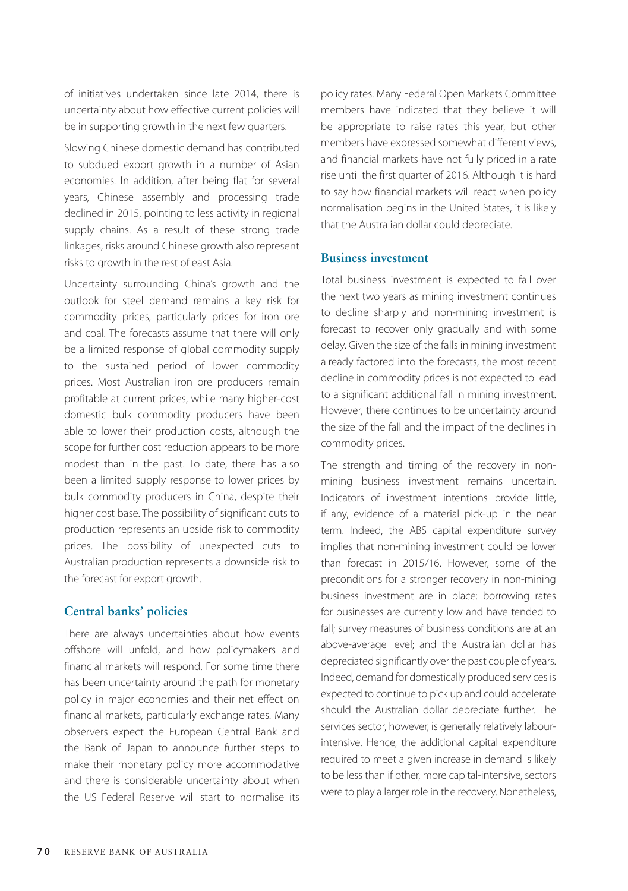of initiatives undertaken since late 2014, there is uncertainty about how effective current policies will be in supporting growth in the next few quarters.

Slowing Chinese domestic demand has contributed to subdued export growth in a number of Asian economies. In addition, after being flat for several years, Chinese assembly and processing trade declined in 2015, pointing to less activity in regional supply chains. As a result of these strong trade linkages, risks around Chinese growth also represent risks to growth in the rest of east Asia.

Uncertainty surrounding China's growth and the outlook for steel demand remains a key risk for commodity prices, particularly prices for iron ore and coal. The forecasts assume that there will only be a limited response of global commodity supply to the sustained period of lower commodity prices. Most Australian iron ore producers remain profitable at current prices, while many higher-cost domestic bulk commodity producers have been able to lower their production costs, although the scope for further cost reduction appears to be more modest than in the past. To date, there has also been a limited supply response to lower prices by bulk commodity producers in China, despite their higher cost base. The possibility of significant cuts to production represents an upside risk to commodity prices. The possibility of unexpected cuts to Australian production represents a downside risk to the forecast for export growth.

## Central banks' policies

There are always uncertainties about how events offshore will unfold, and how policymakers and financial markets will respond. For some time there has been uncertainty around the path for monetary policy in major economies and their net effect on financial markets, particularly exchange rates. Many observers expect the European Central Bank and the Bank of Japan to announce further steps to make their monetary policy more accommodative and there is considerable uncertainty about when the US Federal Reserve will start to normalise its policy rates. Many Federal Open Markets Committee members have indicated that they believe it will be appropriate to raise rates this year, but other members have expressed somewhat different views, and financial markets have not fully priced in a rate rise until the first quarter of 2016. Although it is hard to say how financial markets will react when policy normalisation begins in the United States, it is likely that the Australian dollar could depreciate.

## Business investment

Total business investment is expected to fall over the next two years as mining investment continues to decline sharply and non-mining investment is forecast to recover only gradually and with some delay. Given the size of the falls in mining investment already factored into the forecasts, the most recent decline in commodity prices is not expected to lead to a significant additional fall in mining investment. However, there continues to be uncertainty around the size of the fall and the impact of the declines in commodity prices.

The strength and timing of the recovery in non-mining business investment remains uncertain. Indicators of investment intentions provide little, if any, evidence of a material pick-up in the near term. Indeed, the ABS capital expenditure survey implies that non-mining investment could be lower than forecast in 2015/16. However, some of the preconditions for a stronger recovery in non-mining business investment are in place: borrowing rates for businesses are currently low and have tended to fall; survey measures of business conditions are at an above-average level; and the Australian dollar has depreciated significantly over the past couple of years. Indeed, demand for domestically produced services is expected to continue to pick up and could accelerate should the Australian dollar depreciate further. The services sector, however, is generally relatively labour-intensive. Hence, the additional capital expenditure required to meet a given increase in demand is likely to be less than if other, more capital-intensive, sectors were to play a larger role in the recovery. Nonetheless,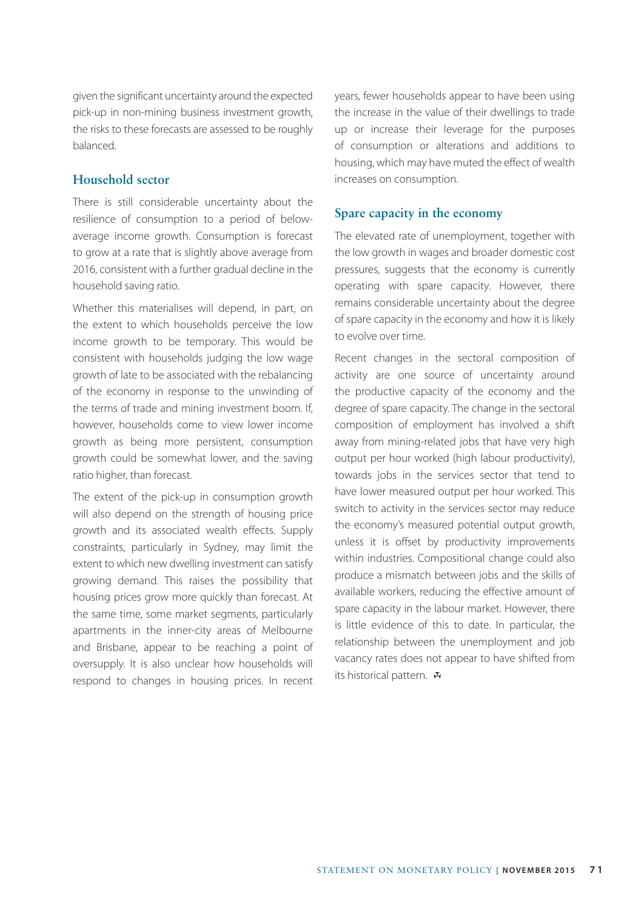given the significant uncertainty around the expected pick-up in non-mining business investment growth, the risks to these forecasts are assessed to be roughly balanced.

## Household sector

There is still considerable uncertainty about the resilience of consumption to a period of below-average income growth. Consumption is forecast to grow at a rate that is slightly above average from 2016, consistent with a further gradual decline in the household saving ratio.

Whether this materialises will depend, in part, on the extent to which households perceive the low income growth to be temporary. This would be consistent with households judging the low wage growth of late to be associated with the rebalancing of the economy in response to the unwinding of the terms of trade and mining investment boom. If, however, households come to view lower income growth as being more persistent, consumption growth could be somewhat lower, and the saving ratio higher, than forecast.

The extent of the pick-up in consumption growth will also depend on the strength of housing price growth and its associated wealth effects. Supply constraints, particularly in Sydney, may limit the extent to which new dwelling investment can satisfy growing demand. This raises the possibility that housing prices grow more quickly than forecast. At the same time, some market segments, particularly apartments in the inner-city areas of Melbourne and Brisbane, appear to be reaching a point of oversupply. It is also unclear how households will respond to changes in housing prices. In recent years, fewer households appear to have been using the increase in the value of their dwellings to trade up or increase their leverage for the purposes of consumption or alterations and additions to housing, which may have muted the effect of wealth increases on consumption.

## Spare capacity in the economy

The elevated rate of unemployment, together with the low growth in wages and broader domestic cost pressures, suggests that the economy is currently operating with spare capacity. However, there remains considerable uncertainty about the degree of spare capacity in the economy and how it is likely to evolve over time.

Recent changes in the sectoral composition of activity are one source of uncertainty around the productive capacity of the economy and the degree of spare capacity. The change in the sectoral composition of employment has involved a shift away from mining-related jobs that have very high output per hour worked (high labour productivity), towards jobs in the services sector that tend to have lower measured output per hour worked. This switch to activity in the services sector may reduce the economy's measured potential output growth, unless it is offset by productivity improvements within industries. Compositional change could also produce a mismatch between jobs and the skills of available workers, reducing the effective amount of spare capacity in the labour market. However, there is little evidence of this to date. In particular, the relationship between the unemployment and job vacancy rates does not appear to have shifted from its historical pattern.